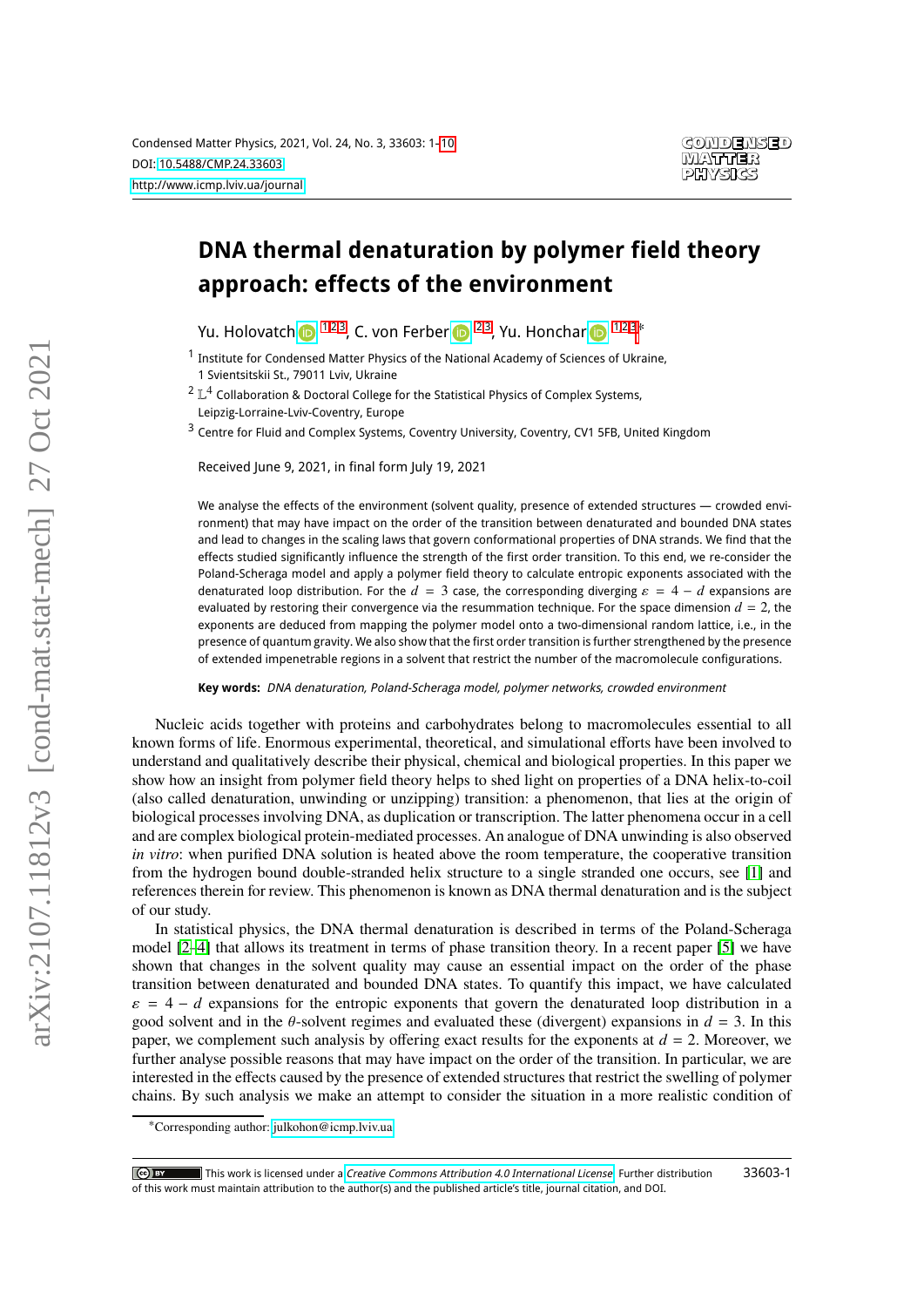# DNA thermal denaturation by polymer field theory approach: effects of the environment

Yu. Holovatch [1,2,3], C. von Ferber [2,3], Yu. Honchar [1,2,3]*

[1] Institute for Condensed Matter Physics of the National Academy of Sciences of Ukraine, 1 Svientsitskii St., 79011 Lviv, Ukraine

[2] $\mathbb{L}^4$ Collaboration & Doctoral College for the Statistical Physics of Complex Systems, Leipzig-Lorraine-Lviv-Coventry, Europe

[3] Centre for Fluid and Complex Systems, Coventry University, Coventry, CV1 5FB, United Kingdom

Received June 9, 2021, in final form July 19, 2021

We analyse the effects of the environment (solvent quality, presence of extended structures — crowded environment) that may have impact on the order of the transition between denaturated and bounded DNA states and lead to changes in the scaling laws that govern conformational properties of DNA strands. We find that the effects studied significantly influence the strength of the first order transition. To this end, we re-consider the Poland-Scheraga model and apply a polymer field theory to calculate entropic exponents associated with the denaturated loop distribution. For the $d = 3$ case, the corresponding diverging $\varepsilon = 4 - d$ expansions are evaluated by restoring their convergence via the resummation technique. For the space dimension $d = 2$, the exponents are deduced from mapping the polymer model onto a two-dimensional random lattice, i.e., in the presence of quantum gravity. We also show that the first order transition is further strengthened by the presence of extended impenetrable regions in a solvent that restrict the number of the macromolecule configurations.

**Key words:** *DNA denaturation, Poland-Scheraga model, polymer networks, crowded environment*

Nucleic acids together with proteins and carbohydrates belong to macromolecules essential to all known forms of life. Enormous experimental, theoretical, and simulational efforts have been involved to understand and qualitatively describe their physical, chemical and biological properties. In this paper we show how an insight from polymer field theory helps to shed light on properties of a DNA helix-to-coil (also called denaturation, unwinding or unzipping) transition: a phenomenon, that lies at the origin of biological processes involving DNA, as duplication or transcription. The latter phenomena occur in a cell and are complex biological protein-mediated processes. An analogue of DNA unwinding is also observed *in vitro*: when purified DNA solution is heated above the room temperature, the cooperative transition from the hydrogen bound double-stranded helix structure to a single stranded one occurs, see [1] and references therein for review. This phenomenon is known as DNA thermal denaturation and is the subject of our study.

In statistical physics, the DNA thermal denaturation is described in terms of the Poland-Scheraga model [2–4] that allows its treatment in terms of phase transition theory. In a recent paper [5] we have shown that changes in the solvent quality may cause an essential impact on the order of the phase transition between denaturated and bounded DNA states. To quantify this impact, we have calculated $\varepsilon = 4 - d$ expansions for the entropic exponents that govern the denaturated loop distribution in a good solvent and in the $\theta$-solvent regimes and evaluated these (divergent) expansions in $d = 3$. In this paper, we complement such analysis by offering exact results for the exponents at $d = 2$. Moreover, we further analyse possible reasons that may have impact on the order of the transition. In particular, we are interested in the effects caused by the presence of extended structures that restrict the swelling of polymer chains. By such analysis we make an attempt to consider the situation in a more realistic condition of

*Corresponding author: julkohon@icmp.lviv.ua

This work is licensed under a *Creative Commons Attribution 4.0 International License*. Further distribution of this work must maintain attribution to the author(s) and the published article's title, journal citation, and DOI.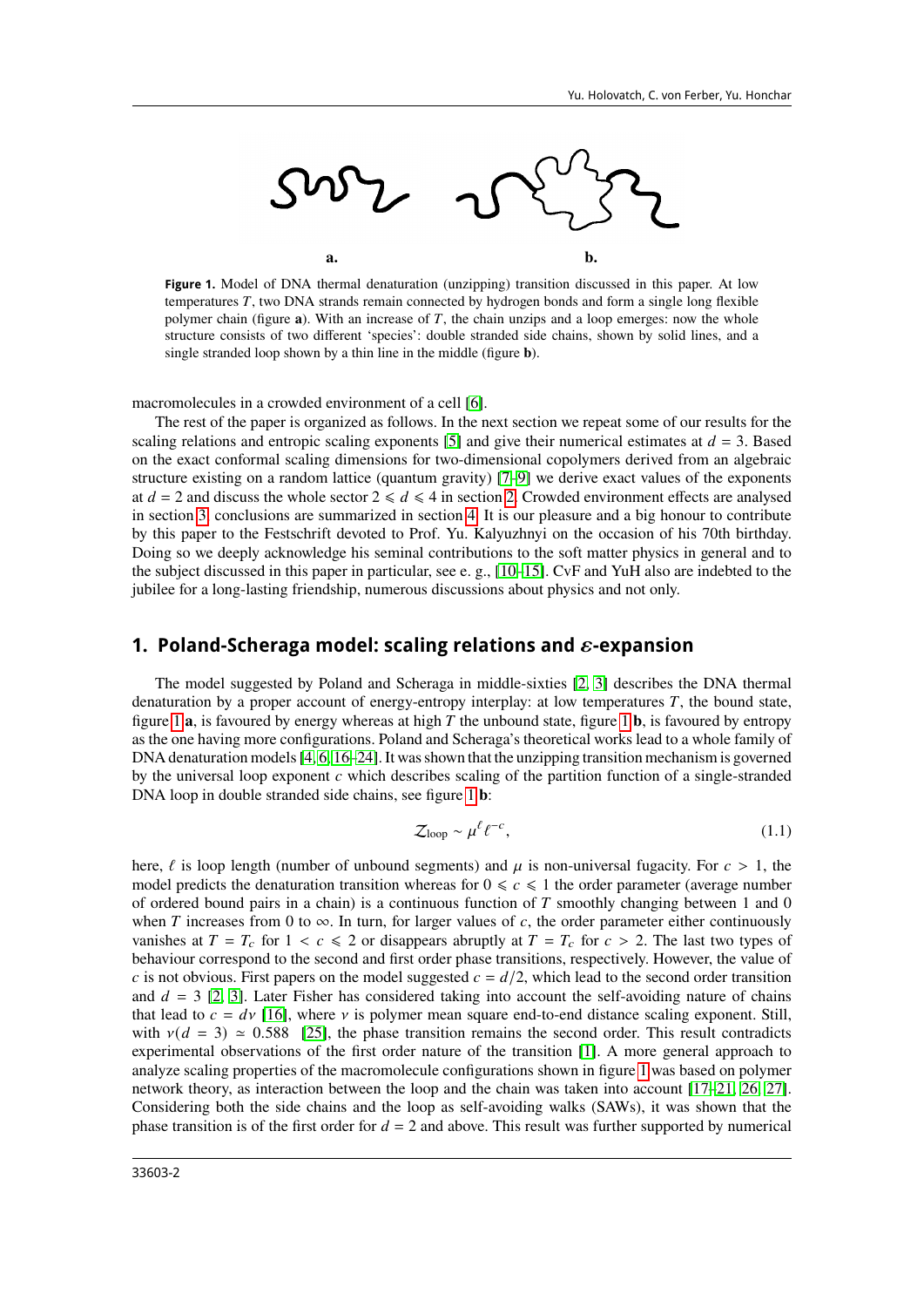a. b.

**Figure 1.** Model of DNA thermal denaturation (unzipping) transition discussed in this paper. At low temperatures $T$, two DNA strands remain connected by hydrogen bonds and form a single long flexible polymer chain (figure **a**). With an increase of $T$, the chain unzips and a loop emerges: now the whole structure consists of two different 'species': double stranded side chains, shown by solid lines, and a single stranded loop shown by a thin line in the middle (figure **b**).

macromolecules in a crowded environment of a cell [6].

The rest of the paper is organized as follows. In the next section we repeat some of our results for the scaling relations and entropic scaling exponents [5] and give their numerical estimates at $d = 3$. Based on the exact conformal scaling dimensions for two-dimensional copolymers derived from an algebraic structure existing on a random lattice (quantum gravity) [7–9] we derive exact values of the exponents at $d = 2$ and discuss the whole sector $2 \leqslant d \leqslant 4$ in section 2. Crowded environment effects are analysed in section 3, conclusions are summarized in section 4. It is our pleasure and a big honour to contribute by this paper to the Festschrift devoted to Prof. Yu. Kalyuzhnyi on the occasion of his 70th birthday. Doing so we deeply acknowledge his seminal contributions to the soft matter physics in general and to the subject discussed in this paper in particular, see e. g., [10–15]. CvF and YuH also are indebted to the jubilee for a long-lasting friendship, numerous discussions about physics and not only.

## 1. Poland-Scheraga model: scaling relations and $\varepsilon$-expansion

The model suggested by Poland and Scheraga in middle-sixties [2, 3] describes the DNA thermal denaturation by a proper account of energy-entropy interplay: at low temperatures $T$, the bound state, figure 1**a**, is favoured by energy whereas at high $T$ the unbound state, figure 1**b**, is favoured by entropy as the one having more configurations. Poland and Scheraga's theoretical works lead to a whole family of DNA denaturation models [4, 6, 16–24]. It was shown that the unzipping transition mechanism is governed by the universal loop exponent $c$ which describes scaling of the partition function of a single-stranded DNA loop in double stranded side chains, see figure 1**b**:

$$\mathcal{Z}_{\text{loop}} \sim \mu^{\ell} \ell^{-c}, \tag{1.1}$$

here, $\ell$ is loop length (number of unbound segments) and $\mu$ is non-universal fugacity. For $c > 1$, the model predicts the denaturation transition whereas for $0 \leqslant c \leqslant 1$ the order parameter (average number of ordered bound pairs in a chain) is a continuous function of $T$ smoothly changing between 1 and 0 when $T$ increases from 0 to $\infty$. In turn, for larger values of $c$, the order parameter either continuously vanishes at $T = T_c$ for $1 < c \leqslant 2$ or disappears abruptly at $T = T_c$ for $c > 2$. The last two types of behaviour correspond to the second and first order phase transitions, respectively. However, the value of $c$ is not obvious. First papers on the model suggested $c = d/2$, which lead to the second order transition and $d = 3$ [2, 3]. Later Fisher has considered taking into account the self-avoiding nature of chains that lead to $c = d\nu$ [16], where $\nu$ is polymer mean square end-to-end distance scaling exponent. Still, with $\nu(d = 3) \simeq 0.588$ [25], the phase transition remains the second order. This result contradicts experimental observations of the first order nature of the transition [1]. A more general approach to analyze scaling properties of the macromolecule configurations shown in figure 1 was based on polymer network theory, as interaction between the loop and the chain was taken into account [17–21, 26, 27]. Considering both the side chains and the loop as self-avoiding walks (SAWs), it was shown that the phase transition is of the first order for $d = 2$ and above. This result was further supported by numerical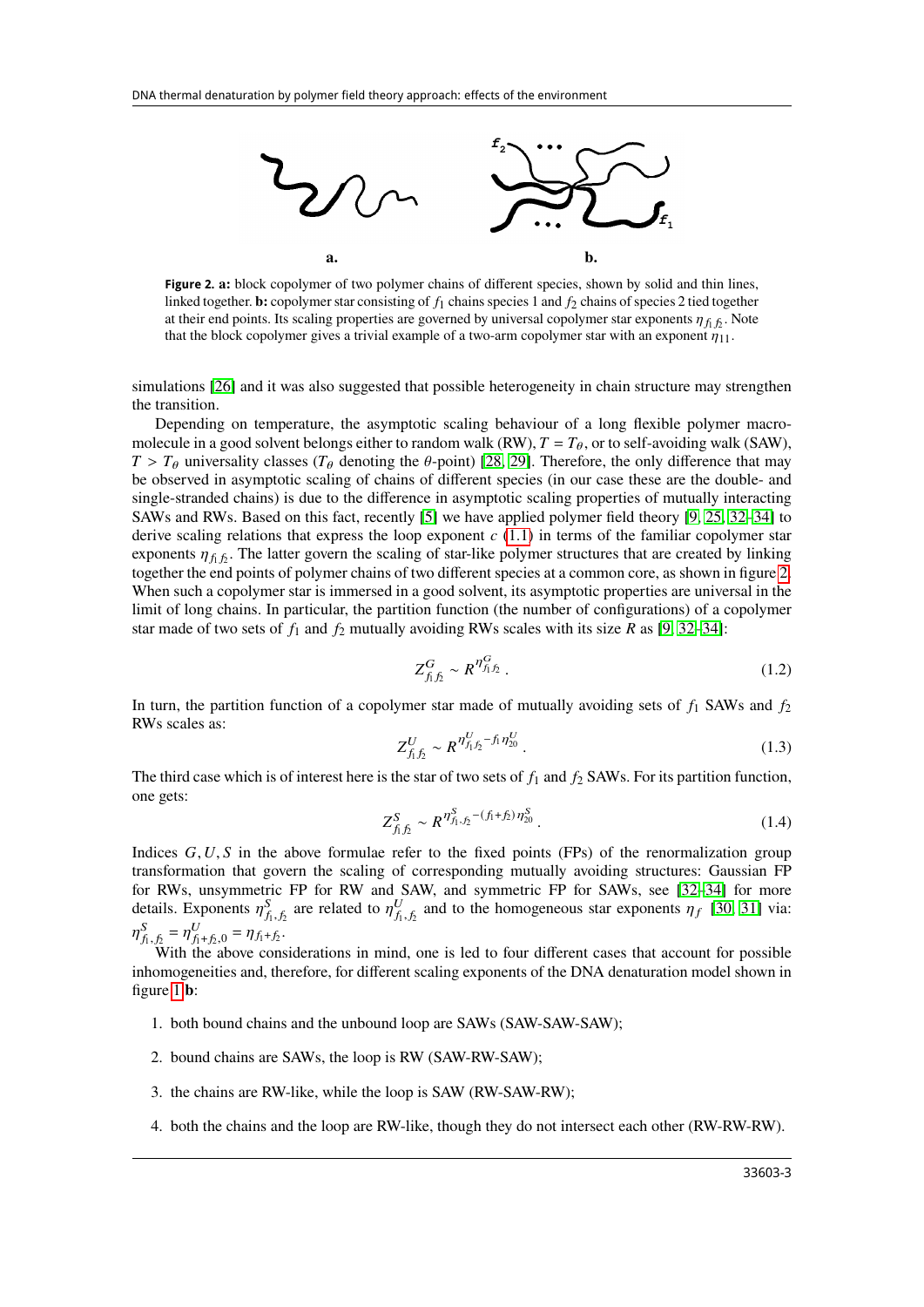**Figure 2. a:** block copolymer of two polymer chains of different species, shown by solid and thin lines, linked together. **b:** copolymer star consisting of $f_1$ chains species 1 and $f_2$ chains of species 2 tied together at their end points. Its scaling properties are governed by universal copolymer star exponents $\eta_{f_1 f_2}$. Note that the block copolymer gives a trivial example of a two-arm copolymer star with an exponent $\eta_{11}$.

simulations [26] and it was also suggested that possible heterogeneity in chain structure may strengthen the transition.

Depending on temperature, the asymptotic scaling behaviour of a long flexible polymer macromolecule in a good solvent belongs either to random walk (RW), $T = T_\theta$, or to self-avoiding walk (SAW), $T > T_\theta$ universality classes ($T_\theta$ denoting the $\theta$-point) [28, 29]. Therefore, the only difference that may be observed in asymptotic scaling of chains of different species (in our case these are the double- and single-stranded chains) is due to the difference in asymptotic scaling properties of mutually interacting SAWs and RWs. Based on this fact, recently [5] we have applied polymer field theory [9, 25, 32–34] to derive scaling relations that express the loop exponent $c$ (1.1) in terms of the familiar copolymer star exponents $\eta_{f_1 f_2}$. The latter govern the scaling of star-like polymer structures that are created by linking together the end points of polymer chains of two different species at a common core, as shown in figure 2. When such a copolymer star is immersed in a good solvent, its asymptotic properties are universal in the limit of long chains. In particular, the partition function (the number of configurations) of a copolymer star made of two sets of $f_1$ and $f_2$ mutually avoiding RWs scales with its size $R$ as [9, 32–34]:

$$Z^G_{f_1 f_2} \sim R^{\eta^G_{f_1 f_2}} . \tag{1.2}$$

In turn, the partition function of a copolymer star made of mutually avoiding sets of $f_1$ SAWs and $f_2$ RWs scales as:

$$Z^U_{f_1 f_2} \sim R^{\eta^U_{f_1 f_2} - f_1 \eta^U_{20}} . \tag{1.3}$$

The third case which is of interest here is the star of two sets of $f_1$ and $f_2$ SAWs. For its partition function, one gets:

$$Z^S_{f_1 f_2} \sim R^{\eta^S_{f_1, f_2} - (f_1 + f_2)\eta^S_{20}} . \tag{1.4}$$

Indices $G, U, S$ in the above formulae refer to the fixed points (FPs) of the renormalization group transformation that govern the scaling of corresponding mutually avoiding structures: Gaussian FP for RWs, unsymmetric FP for RW and SAW, and symmetric FP for SAWs, see [32–34] for more details. Exponents $\eta^S_{f_1, f_2}$ are related to $\eta^U_{f_1, f_2}$ and to the homogeneous star exponents $\eta_f$ [30, 31] via: $\eta^S_{f_1, f_2} = \eta^U_{f_1 + f_2, 0} = \eta_{f_1 + f_2}$.

With the above considerations in mind, one is led to four different cases that account for possible inhomogeneities and, therefore, for different scaling exponents of the DNA denaturation model shown in figure 1**b**:

1. both bound chains and the unbound loop are SAWs (SAW-SAW-SAW);
2. bound chains are SAWs, the loop is RW (SAW-RW-SAW);
3. the chains are RW-like, while the loop is SAW (RW-SAW-RW);
4. both the chains and the loop are RW-like, though they do not intersect each other (RW-RW-RW).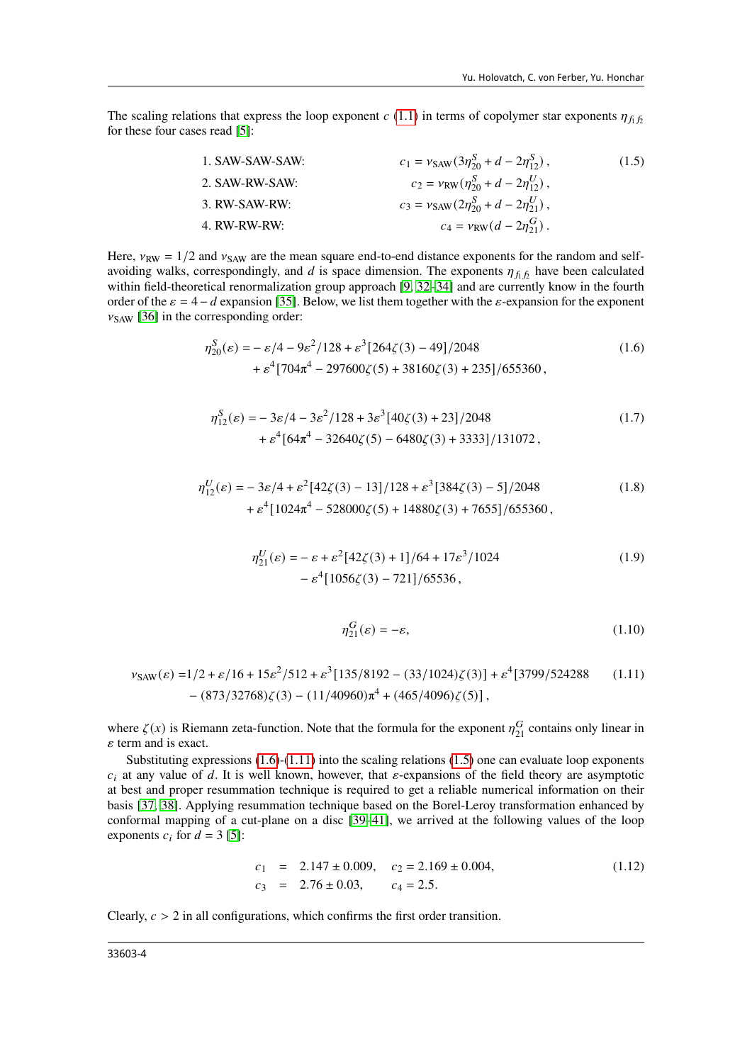The scaling relations that express the loop exponent $c$ (1.1) in terms of copolymer star exponents $\eta_{f_1 f_2}$ for these four cases read [5]:

$$
\begin{aligned}
&\text{1. SAW-SAW-SAW:} && c_1 = \nu_{\rm SAW}(3\eta^S_{20} + d - 2\eta^S_{12})\,, \\
&\text{2. SAW-RW-SAW:} && c_2 = \nu_{\rm RW}(\eta^S_{20} + d - 2\eta^U_{12})\,, \\
&\text{3. RW-SAW-RW:} && c_3 = \nu_{\rm SAW}(2\eta^S_{20} + d - 2\eta^U_{21})\,, \\
&\text{4. RW-RW-RW:} && c_4 = \nu_{\rm RW}(d - 2\eta^G_{21})\,.
\end{aligned}
\tag{1.5}
$$

Here, $\nu_{\rm RW} = 1/2$ and $\nu_{\rm SAW}$ are the mean square end-to-end distance exponents for the random and self-avoiding walks, correspondingly, and $d$ is space dimension. The exponents $\eta_{f_1 f_2}$ have been calculated within field-theoretical renormalization group approach [9, 32–34] and are currently know in the fourth order of the $\varepsilon = 4 - d$ expansion [35]. Below, we list them together with the $\varepsilon$-expansion for the exponent $\nu_{\rm SAW}$ [36] in the corresponding order:

$$
\begin{aligned}
\eta^S_{20}(\varepsilon) = &-\varepsilon/4 - 9\varepsilon^2/128 + \varepsilon^3[264\zeta(3) - 49]/2048 \\
&+ \varepsilon^4[704\pi^4 - 297600\zeta(5) + 38160\zeta(3) + 235]/655360\,,
\end{aligned}
\tag{1.6}
$$

$$
\begin{aligned}
\eta^S_{12}(\varepsilon) = &-3\varepsilon/4 - 3\varepsilon^2/128 + 3\varepsilon^3[40\zeta(3) + 23]/2048 \\
&+ \varepsilon^4[64\pi^4 - 32640\zeta(5) - 6480\zeta(3) + 3333]/131072\,,
\end{aligned}
\tag{1.7}
$$

$$
\begin{aligned}
\eta^U_{12}(\varepsilon) = &-3\varepsilon/4 + \varepsilon^2[42\zeta(3) - 13]/128 + \varepsilon^3[384\zeta(3) - 5]/2048 \\
&+ \varepsilon^4[1024\pi^4 - 528000\zeta(5) + 14880\zeta(3) + 7655]/655360\,,
\end{aligned}
\tag{1.8}
$$

$$
\begin{aligned}
\eta^U_{21}(\varepsilon) = &-\varepsilon + \varepsilon^2[42\zeta(3) + 1]/64 + 17\varepsilon^3/1024 \\
&- \varepsilon^4[1056\zeta(3) - 721]/65536\,,
\end{aligned}
\tag{1.9}
$$

$$
\eta^G_{21}(\varepsilon) = -\varepsilon,
\tag{1.10}
$$

$$
\begin{aligned}
\nu_{\rm SAW}(\varepsilon) = &1/2 + \varepsilon/16 + 15\varepsilon^2/512 + \varepsilon^3[135/8192 - (33/1024)\zeta(3)] + \varepsilon^4[3799/524288 \\
&- (873/32768)\zeta(3) - (11/40960)\pi^4 + (465/4096)\zeta(5)]\,,
\end{aligned}
\tag{1.11}
$$

where $\zeta(x)$ is Riemann zeta-function. Note that the formula for the exponent $\eta^G_{21}$ contains only linear in $\varepsilon$ term and is exact.

Substituting expressions (1.6)-(1.11) into the scaling relations (1.5) one can evaluate loop exponents $c_i$ at any value of $d$. It is well known, however, that $\varepsilon$-expansions of the field theory are asymptotic at best and proper resummation technique is required to get a reliable numerical information on their basis [37, 38]. Applying resummation technique based on the Borel-Leroy transformation enhanced by conformal mapping of a cut-plane on a disc [39–41], we arrived at the following values of the loop exponents $c_i$ for $d = 3$ [5]:

$$
\begin{aligned}
c_1 &= 2.147 \pm 0.009, \quad c_2 = 2.169 \pm 0.004, \\
c_3 &= 2.76 \pm 0.03, \quad c_4 = 2.5.
\end{aligned}
\tag{1.12}
$$

Clearly, $c > 2$ in all configurations, which confirms the first order transition.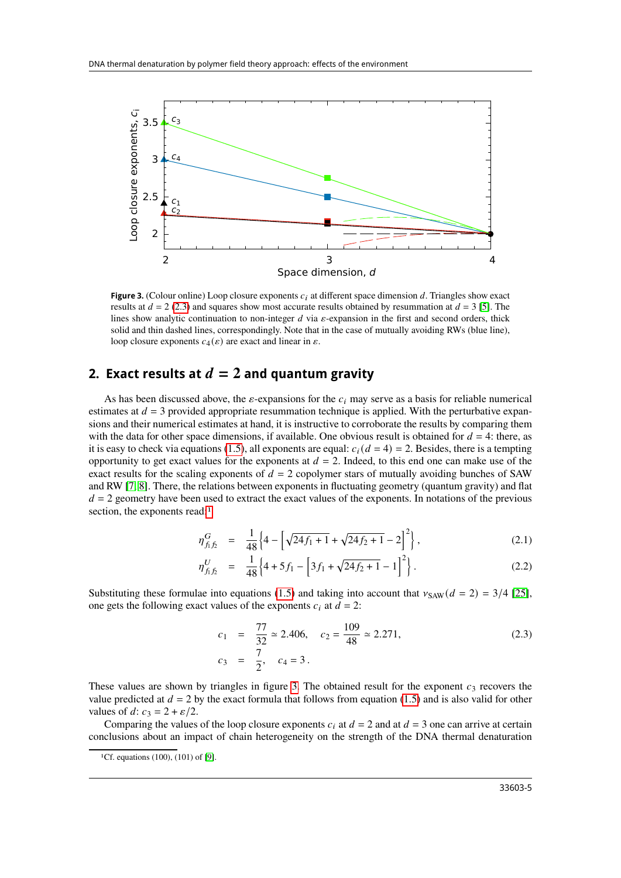**Figure 3.** (Colour online) Loop closure exponents $c_i$ at different space dimension $d$. Triangles show exact results at $d = 2$ (2.3) and squares show most accurate results obtained by resummation at $d = 3$ [5]. The lines show analytic continuation to non-integer $d$ via $\varepsilon$-expansion in the first and second orders, thick solid and thin dashed lines, correspondingly. Note that in the case of mutually avoiding RWs (blue line), loop closure exponents $c_4(\varepsilon)$ are exact and linear in $\varepsilon$.

## 2. Exact results at $d = 2$ and quantum gravity

As has been discussed above, the $\varepsilon$-expansions for the $c_i$ may serve as a basis for reliable numerical estimates at $d = 3$ provided appropriate resummation technique is applied. With the perturbative expansions and their numerical estimates at hand, it is instructive to corroborate the results by comparing them with the data for other space dimensions, if available. One obvious result is obtained for $d = 4$: there, as it is easy to check via equations (1.5), all exponents are equal: $c_i(d = 4) = 2$. Besides, there is a tempting opportunity to get exact values for the exponents at $d = 2$. Indeed, to this end one can make use of the exact results for the scaling exponents of $d = 2$ copolymer stars of mutually avoiding bunches of SAW and RW [7, 8]. There, the relations between exponents in fluctuating geometry (quantum gravity) and flat $d = 2$ geometry have been used to extract the exact values of the exponents. In notations of the previous section, the exponents read:[1]

$$\eta^{G}_{f_1 f_2} = \frac{1}{48}\left\{4 - \left[\sqrt{24 f_1 + 1} + \sqrt{24 f_2 + 1} - 2\right]^2\right\}, \tag{2.1}$$

$$\eta^{U}_{f_1 f_2} = \frac{1}{48}\left\{4 + 5 f_1 - \left[3 f_1 + \sqrt{24 f_2 + 1} - 1\right]^2\right\}. \tag{2.2}$$

Substituting these formulae into equations (1.5) and taking into account that $\nu_{\mathrm{SAW}}(d = 2) = 3/4$ [25], one gets the following exact values of the exponents $c_i$ at $d = 2$:

$$c_1 = \frac{77}{32} \simeq 2.406, \quad c_2 = \frac{109}{48} \simeq 2.271, \qquad c_3 = \frac{7}{2}, \quad c_4 = 3\,. \tag{2.3}$$

These values are shown by triangles in figure 3. The obtained result for the exponent $c_3$ recovers the value predicted at $d = 2$ by the exact formula that follows from equation (1.5) and is also valid for other values of $d$: $c_3 = 2 + \varepsilon/2$.

Comparing the values of the loop closure exponents $c_i$ at $d = 2$ and at $d = 3$ one can arrive at certain conclusions about an impact of chain heterogeneity on the strength of the DNA thermal denaturation

[1] Cf. equations (100), (101) of [9].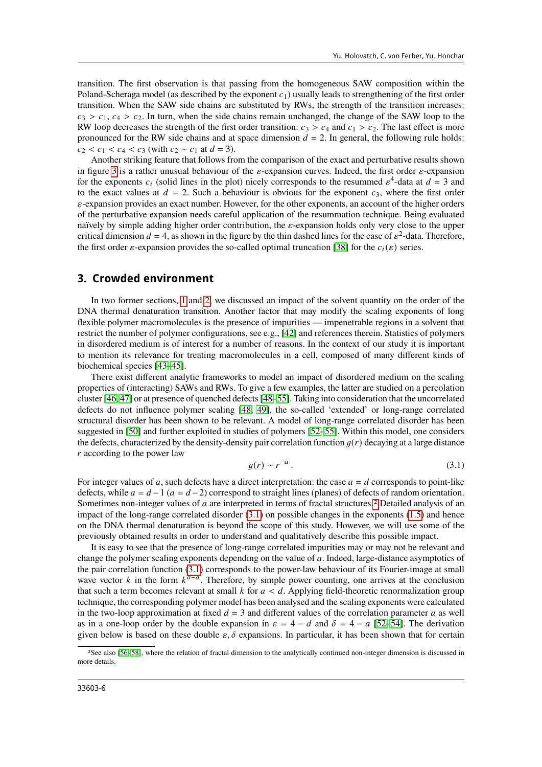transition. The first observation is that passing from the homogeneous SAW composition within the Poland-Scheraga model (as described by the exponent $c_1$) usually leads to strengthening of the first order transition. When the SAW side chains are substituted by RWs, the strength of the transition increases: $c_3 > c_1$, $c_4 > c_2$. In turn, when the side chains remain unchanged, the change of the SAW loop to the RW loop decreases the strength of the first order transition: $c_3 > c_4$ and $c_1 > c_2$. The last effect is more pronounced for the RW side chains and at space dimension $d = 2$. In general, the following rule holds: $c_2 < c_1 < c_4 < c_3$ (with $c_2 \sim c_1$ at $d = 3$).

Another striking feature that follows from the comparison of the exact and perturbative results shown in figure 3 is a rather unusual behaviour of the $\varepsilon$-expansion curves. Indeed, the first order $\varepsilon$-expansion for the exponents $c_i$ (solid lines in the plot) nicely corresponds to the resummed $\varepsilon^4$-data at $d = 3$ and to the exact values at $d = 2$. Such a behaviour is obvious for the exponent $c_3$, where the first order $\varepsilon$-expansion provides an exact number. However, for the other exponents, an account of the higher orders of the perturbative expansion needs careful application of the resummation technique. Being evaluated naïvely by simple adding higher order contribution, the $\varepsilon$-expansion holds only very close to the upper critical dimension $d = 4$, as shown in the figure by the thin dashed lines for the case of $\varepsilon^2$-data. Therefore, the first order $\varepsilon$-expansion provides the so-called optimal truncation [38] for the $c_i(\varepsilon)$ series.

## 3. Crowded environment

In two former sections, 1 and 2, we discussed an impact of the solvent quantity on the order of the DNA thermal denaturation transition. Another factor that may modify the scaling exponents of long flexible polymer macromolecules is the presence of impurities — impenetrable regions in a solvent that restrict the number of polymer configurations, see e.g., [42] and references therein. Statistics of polymers in disordered medium is of interest for a number of reasons. In the context of our study it is important to mention its relevance for treating macromolecules in a cell, composed of many different kinds of biochemical species [43–45].

There exist different analytic frameworks to model an impact of disordered medium on the scaling properties of (interacting) SAWs and RWs. To give a few examples, the latter are studied on a percolation cluster [46, 47] or at presence of quenched defects [48–55]. Taking into consideration that the uncorrelated defects do not influence polymer scaling [48, 49], the so-called 'extended' or long-range correlated structural disorder has been shown to be relevant. A model of long-range correlated disorder has been suggested in [50] and further exploited in studies of polymers [52–55]. Within this model, one considers the defects, characterized by the density-density pair correlation function $g(r)$ decaying at a large distance $r$ according to the power law

$$g(r) \sim r^{-a} . \tag{3.1}$$

For integer values of $a$, such defects have a direct interpretation: the case $a = d$ corresponds to point-like defects, while $a = d - 1$ ($a = d - 2$) correspond to straight lines (planes) of defects of random orientation. Sometimes non-integer values of $a$ are interpreted in terms of fractal structures.[2] Detailed analysis of an impact of the long-range correlated disorder (3.1) on possible changes in the exponents (1.5) and hence on the DNA thermal denaturation is beyond the scope of this study. However, we will use some of the previously obtained results in order to understand and qualitatively describe this possible impact.

It is easy to see that the presence of long-range correlated impurities may or may not be relevant and change the polymer scaling exponents depending on the value of $a$. Indeed, large-distance asymptotics of the pair correlation function (3.1) corresponds to the power-law behaviour of its Fourier-image at small wave vector $k$ in the form $k^{a-d}$. Therefore, by simple power counting, one arrives at the conclusion that such a term becomes relevant at small $k$ for $a < d$. Applying field-theoretic renormalization group technique, the corresponding polymer model has been analysed and the scaling exponents were calculated in the two-loop approximation at fixed $d = 3$ and different values of the correlation parameter $a$ as well as in a one-loop order by the double expansion in $\varepsilon = 4 - d$ and $\delta = 4 - a$ [52–54]. The derivation given below is based on these double $\varepsilon, \delta$ expansions. In particular, it has been shown that for certain

[2] See also [56–58], where the relation of fractal dimension to the analytically continued non-integer dimension is discussed in more details.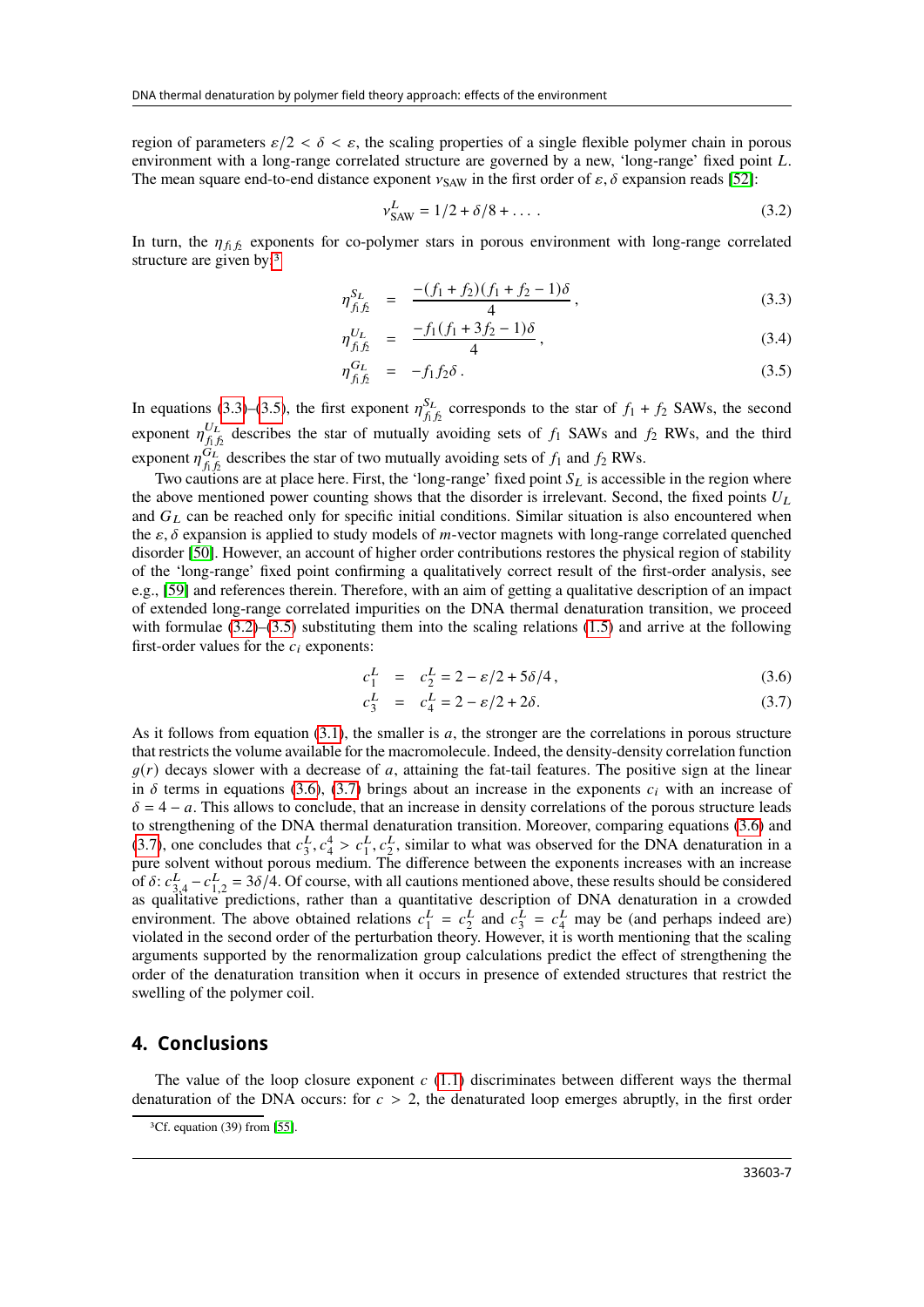region of parameters $\varepsilon/2 < \delta < \varepsilon$, the scaling properties of a single flexible polymer chain in porous environment with a long-range correlated structure are governed by a new, 'long-range' fixed point $L$. The mean square end-to-end distance exponent $\nu_{\text{SAW}}$ in the first order of $\varepsilon, \delta$ expansion reads [52]:

$$\nu^{L}_{\text{SAW}} = 1/2 + \delta/8 + \dots \, . \tag{3.2}$$

In turn, the $\eta_{f_1 f_2}$ exponents for co-polymer stars in porous environment with long-range correlated structure are given by:[3]

$$\eta^{S_L}_{f_1 f_2} = \frac{-(f_1+f_2)(f_1+f_2-1)\delta}{4}\,, \tag{3.3}$$

$$\eta^{U_L}_{f_1 f_2} = \frac{-f_1(f_1+3f_2-1)\delta}{4}\,, \tag{3.4}$$

$$\eta^{G_L}_{f_1 f_2} = -f_1 f_2 \delta\,. \tag{3.5}$$

In equations (3.3)–(3.5), the first exponent $\eta^{S_L}_{f_1 f_2}$ corresponds to the star of $f_1 + f_2$ SAWs, the second exponent $\eta^{U_L}_{f_1 f_2}$ describes the star of mutually avoiding sets of $f_1$ SAWs and $f_2$ RWs, and the third exponent $\eta^{G_L}_{f_1 f_2}$ describes the star of two mutually avoiding sets of $f_1$ and $f_2$ RWs.

Two cautions are at place here. First, the 'long-range' fixed point $S_L$ is accessible in the region where the above mentioned power counting shows that the disorder is irrelevant. Second, the fixed points $U_L$ and $G_L$ can be reached only for specific initial conditions. Similar situation is also encountered when the $\varepsilon, \delta$ expansion is applied to study models of $m$-vector magnets with long-range correlated quenched disorder [50]. However, an account of higher order contributions restores the physical region of stability of the 'long-range' fixed point confirming a qualitatively correct result of the first-order analysis, see e.g., [59] and references therein. Therefore, with an aim of getting a qualitative description of an impact of extended long-range correlated impurities on the DNA thermal denaturation transition, we proceed with formulae (3.2)–(3.5) substituting them into the scaling relations (1.5) and arrive at the following first-order values for the $c_i$ exponents:

$$c^{L}_{1} = c^{L}_{2} = 2 - \varepsilon/2 + 5\delta/4\,, \tag{3.6}$$

$$c^{L}_{3} = c^{L}_{4} = 2 - \varepsilon/2 + 2\delta. \tag{3.7}$$

As it follows from equation (3.1), the smaller is $a$, the stronger are the correlations in porous structure that restricts the volume available for the macromolecule. Indeed, the density-density correlation function $g(r)$ decays slower with a decrease of $a$, attaining the fat-tail features. The positive sign at the linear in $\delta$ terms in equations (3.6), (3.7) brings about an increase in the exponents $c_i$ with an increase of $\delta = 4 - a$. This allows to conclude, that an increase in density correlations of the porous structure leads to strengthening of the DNA thermal denaturation transition. Moreover, comparing equations (3.6) and (3.7), one concludes that $c^{L}_{3}, c^{4}_{4} > c^{L}_{1}, c^{L}_{2}$, similar to what was observed for the DNA denaturation in a pure solvent without porous medium. The difference between the exponents increases with an increase of $\delta$: $c^{L}_{3,4} - c^{L}_{1,2} = 3\delta/4$. Of course, with all cautions mentioned above, these results should be considered as qualitative predictions, rather than a quantitative description of DNA denaturation in a crowded environment. The above obtained relations $c^{L}_{1} = c^{L}_{2}$ and $c^{L}_{3} = c^{L}_{4}$ may be (and perhaps indeed are) violated in the second order of the perturbation theory. However, it is worth mentioning that the scaling arguments supported by the renormalization group calculations predict the effect of strengthening the order of the denaturation transition when it occurs in presence of extended structures that restrict the swelling of the polymer coil.

## 4. Conclusions

The value of the loop closure exponent $c$ (1.1) discriminates between different ways the thermal denaturation of the DNA occurs: for $c > 2$, the denaturated loop emerges abruptly, in the first order

[3] Cf. equation (39) from [55].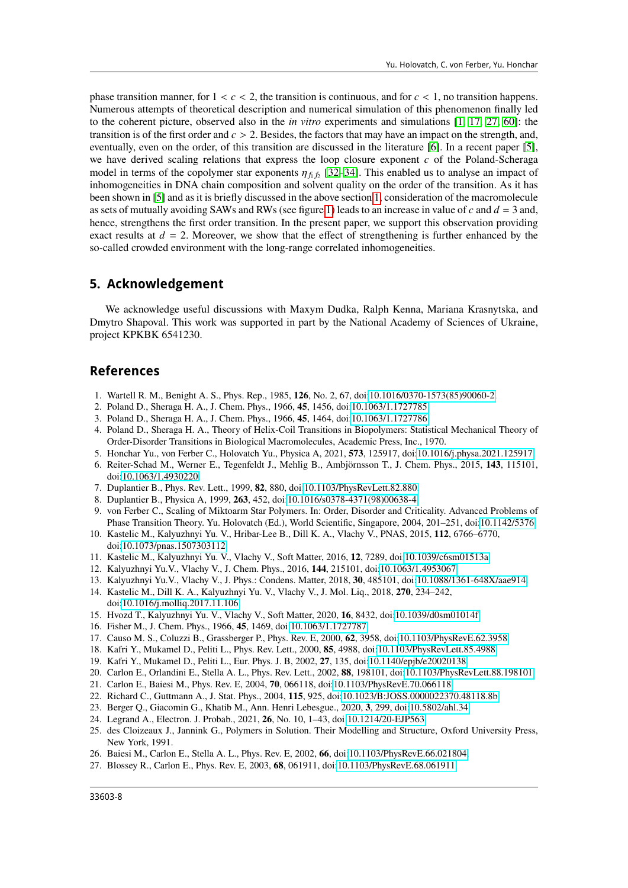phase transition manner, for $1 < c < 2$, the transition is continuous, and for $c < 1$, no transition happens. Numerous attempts of theoretical description and numerical simulation of this phenomenon finally led to the coherent picture, observed also in the *in vitro* experiments and simulations [1, 17, 27, 60]: the transition is of the first order and $c > 2$. Besides, the factors that may have an impact on the strength, and, eventually, even on the order, of this transition are discussed in the literature [6]. In a recent paper [5], we have derived scaling relations that express the loop closure exponent $c$ of the Poland-Scheraga model in terms of the copolymer star exponents $\eta_{f_1 f_2}$ [32–34]. This enabled us to analyse an impact of inhomogeneities in DNA chain composition and solvent quality on the order of the transition. As it has been shown in [5] and as it is briefly discussed in the above section 1, consideration of the macromolecule as sets of mutually avoiding SAWs and RWs (see figure 1) leads to an increase in value of $c$ and $d = 3$ and, hence, strengthens the first order transition. In the present paper, we support this observation providing exact results at $d = 2$. Moreover, we show that the effect of strengthening is further enhanced by the so-called crowded environment with the long-range correlated inhomogeneities.

## 5. Acknowledgement

We acknowledge useful discussions with Maxym Dudka, Ralph Kenna, Mariana Krasnytska, and Dmytro Shapoval. This work was supported in part by the National Academy of Sciences of Ukraine, project KPKBK 6541230.

## References

1. Wartell R. M., Benight A. S., Phys. Rep., 1985, **126**, No. 2, 67, doi:10.1016/0370-1573(85)90060-2.
2. Poland D., Sheraga H. A., J. Chem. Phys., 1966, **45**, 1456, doi:10.1063/1.1727785.
3. Poland D., Sheraga H. A., J. Chem. Phys., 1966, **45**, 1464, doi:10.1063/1.1727786.
4. Poland D., Sheraga H. A., Theory of Helix-Coil Transitions in Biopolymers: Statistical Mechanical Theory of Order-Disorder Transitions in Biological Macromolecules, Academic Press, Inc., 1970.
5. Honchar Yu., von Ferber C., Holovatch Yu., Physica A, 2021, **573**, 125917, doi:10.1016/j.physa.2021.125917.
6. Reiter-Schad M., Werner E., Tegenfeldt J., Mehlig B., Ambjörnsson T., J. Chem. Phys., 2015, **143**, 115101, doi:10.1063/1.4930220.
7. Duplantier B., Phys. Rev. Lett., 1999, **82**, 880, doi:10.1103/PhysRevLett.82.880.
8. Duplantier B., Physica A, 1999, **263**, 452, doi:10.1016/s0378-4371(98)00638-4.
9. von Ferber C., Scaling of Miktoarm Star Polymers. In: Order, Disorder and Criticality. Advanced Problems of Phase Transition Theory. Yu. Holovatch (Ed.), World Scientific, Singapore, 2004, 201–251, doi:10.1142/5376.
10. Kastelic M., Kalyuzhnyi Yu. V., Hribar-Lee B., Dill K. A., Vlachy V., PNAS, 2015, **112**, 6766–6770, doi:10.1073/pnas.1507303112.
11. Kastelic M., Kalyuzhnyi Yu. V., Vlachy V., Soft Matter, 2016, **12**, 7289, doi:10.1039/c6sm01513a.
12. Kalyuzhnyi Yu.V., Vlachy V., J. Chem. Phys., 2016, **144**, 215101, doi:10.1063/1.4953067.
13. Kalyuzhnyi Yu.V., Vlachy V., J. Phys.: Condens. Matter, 2018, **30**, 485101, doi:10.1088/1361-648X/aae914.
14. Kastelic M., Dill K. A., Kalyuzhnyi Yu. V., Vlachy V., J. Mol. Liq., 2018, **270**, 234–242, doi:10.1016/j.molliq.2017.11.106.
15. Hvozd T., Kalyuzhnyi Yu. V., Vlachy V., Soft Matter, 2020, **16**, 8432, doi:10.1039/d0sm01014f.
16. Fisher M., J. Chem. Phys., 1966, **45**, 1469, doi:10.1063/1.1727787.
17. Causo M. S., Coluzzi B., Grassberger P., Phys. Rev. E, 2000, **62**, 3958, doi:10.1103/PhysRevE.62.3958.
18. Kafri Y., Mukamel D., Peliti L., Phys. Rev. Lett., 2000, **85**, 4988, doi:10.1103/PhysRevLett.85.4988.
19. Kafri Y., Mukamel D., Peliti L., Eur. Phys. J. B, 2002, **27**, 135, doi:10.1140/epjb/e20020138.
20. Carlon E., Orlandini E., Stella A. L., Phys. Rev. Lett., 2002, **88**, 198101, doi:10.1103/PhysRevLett.88.198101.
21. Carlon E., Baiesi M., Phys. Rev. E, 2004, **70**, 066118, doi:10.1103/PhysRevE.70.066118.
22. Richard C., Guttmann A., J. Stat. Phys., 2004, **115**, 925, doi:10.1023/B:JOSS.0000022370.48118.8b.
23. Berger Q., Giacomin G., Khatib M., Ann. Henri Lebesgue., 2020, **3**, 299, doi:10.5802/ahl.34.
24. Legrand A., Electron. J. Probab., 2021, **26**, No. 10, 1–43, doi:10.1214/20-EJP563.
25. des Cloizeaux J., Jannink G., Polymers in Solution. Their Modelling and Structure, Oxford University Press, New York, 1991.
26. Baiesi M., Carlon E., Stella A. L., Phys. Rev. E, 2002, **66**, doi:10.1103/PhysRevE.66.021804.
27. Blossey R., Carlon E., Phys. Rev. E, 2003, **68**, 061911, doi:10.1103/PhysRevE.68.061911.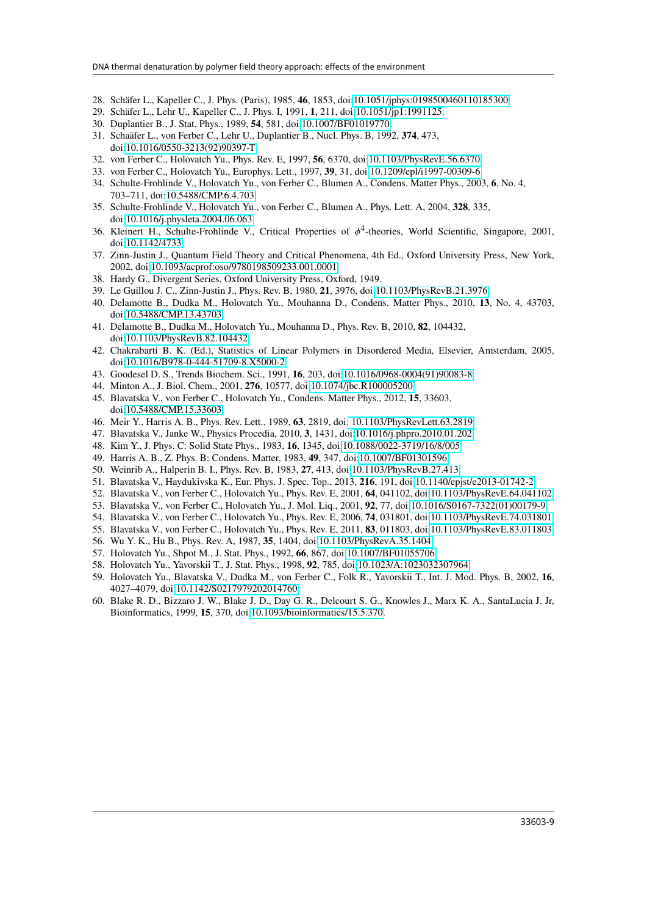28. Schäfer L., Kapeller C., J. Phys. (Paris), 1985, **46**, 1853, doi:10.1051/jphys:0198500460110185300.
29. Schäfer L., Lehr U., Kapeller C., J. Phys. I, 1991, **1**, 211, doi:10.1051/jp1:1991125.
30. Duplantier B., J. Stat. Phys., 1989, **54**, 581, doi:10.1007/BF01019770.
31. Schaäfer L., von Ferber C., Lehr U., Duplantier B., Nucl. Phys. B, 1992, **374**, 473, doi:10.1016/0550-3213(92)90397-T.
32. von Ferber C., Holovatch Yu., Phys. Rev. E, 1997, **56**, 6370, doi:10.1103/PhysRevE.56.6370.
33. von Ferber C., Holovatch Yu., Europhys. Lett., 1997, **39**, 31, doi:10.1209/epl/i1997-00309-6.
34. Schulte-Frohlinde V., Holovatch Yu., von Ferber C., Blumen A., Condens. Matter Phys., 2003, **6**, No. 4, 703–711, doi:10.5488/CMP.6.4.703.
35. Schulte-Frohlinde V., Holovatch Yu., von Ferber C., Blumen A., Phys. Lett. A, 2004, **328**, 335, doi:10.1016/j.physleta.2004.06.063.
36. Kleinert H., Schulte-Frohlinde V., Critical Properties of $\phi^4$-theories, World Scientific, Singapore, 2001, doi:10.1142/4733.
37. Zinn-Justin J., Quantum Field Theory and Critical Phenomena, 4th Ed., Oxford University Press, New York, 2002, doi:10.1093/acprof:oso/9780198509233.001.0001.
38. Hardy G., Divergent Series, Oxford University Press, Oxford, 1949.
39. Le Guillou J. C., Zinn-Justin J., Phys. Rev. B, 1980, **21**, 3976, doi:10.1103/PhysRevB.21.3976.
40. Delamotte B., Dudka M., Holovatch Yu., Mouhanna D., Condens. Matter Phys., 2010, **13**, No. 4, 43703, doi:10.5488/CMP.13.43703.
41. Delamotte B., Dudka M., Holovatch Yu., Mouhanna D., Phys. Rev. B, 2010, **82**, 104432, doi:10.1103/PhysRevB.82.104432.
42. Chakrabarti B. K. (Ed.), Statistics of Linear Polymers in Disordered Media, Elsevier, Amsterdam, 2005, doi:10.1016/B978-0-444-51709-8.X5000-2.
43. Goodesel D. S., Trends Biochem. Sci., 1991, **16**, 203, doi:10.1016/0968-0004(91)90083-8.
44. Minton A., J. Biol. Chem., 2001, **276**, 10577, doi:10.1074/jbc.R100005200.
45. Blavatska V., von Ferber C., Holovatch Yu., Condens. Matter Phys., 2012, **15**, 33603, doi:10.5488/CMP.15.33603.
46. Meir Y., Harris A. B., Phys. Rev. Lett., 1989, **63**, 2819, doi: 10.1103/PhysRevLett.63.2819.
47. Blavatska V., Janke W., Physics Procedia, 2010, **3**, 1431, doi:10.1016/j.phpro.2010.01.202.
48. Kim Y., J. Phys. C: Solid State Phys., 1983, **16**, 1345, doi:10.1088/0022-3719/16/8/005.
49. Harris A. B., Z. Phys. B: Condens. Matter, 1983, **49**, 347, doi:10.1007/BF01301596.
50. Weinrib A., Halperin B. I., Phys. Rev. B, 1983, **27**, 413, doi:10.1103/PhysRevB.27.413.
51. Blavatska V., Haydukivska K., Eur. Phys. J. Spec. Top., 2013, **216**, 191, doi:10.1140/epjst/e2013-01742-2.
52. Blavatska V., von Ferber C., Holovatch Yu., Phys. Rev. E, 2001, **64**, 041102, doi:10.1103/PhysRevE.64.041102.
53. Blavatska V., von Ferber C., Holovatch Yu., J. Mol. Liq., 2001, **92**, 77, doi:10.1016/S0167-7322(01)00179-9.
54. Blavatska V., von Ferber C., Holovatch Yu., Phys. Rev. E, 2006, **74**, 031801, doi:10.1103/PhysRevE.74.031801.
55. Blavatska V., von Ferber C., Holovatch Yu., Phys. Rev. E, 2011, **83**, 011803, doi:10.1103/PhysRevE.83.011803.
56. Wu Y. K., Hu B., Phys. Rev. A, 1987, **35**, 1404, doi:10.1103/PhysRevA.35.1404.
57. Holovatch Yu., Shpot M., J. Stat. Phys., 1992, **66**, 867, doi:10.1007/BF01055706.
58. Holovatch Yu., Yavorskii T., J. Stat. Phys., 1998, **92**, 785, doi:10.1023/A:1023032307964.
59. Holovatch Yu., Blavatska V., Dudka M., von Ferber C., Folk R., Yavorskii T., Int. J. Mod. Phys. B, 2002, **16**, 4027–4079, doi:10.1142/S0217979202014760.
60. Blake R. D., Bizzaro J. W., Blake J. D., Day G. R., Delcourt S. G., Knowles J., Marx K. A., SantaLucia J. Jr, Bioinformatics, 1999, **15**, 370, doi:10.1093/bioinformatics/15.5.370.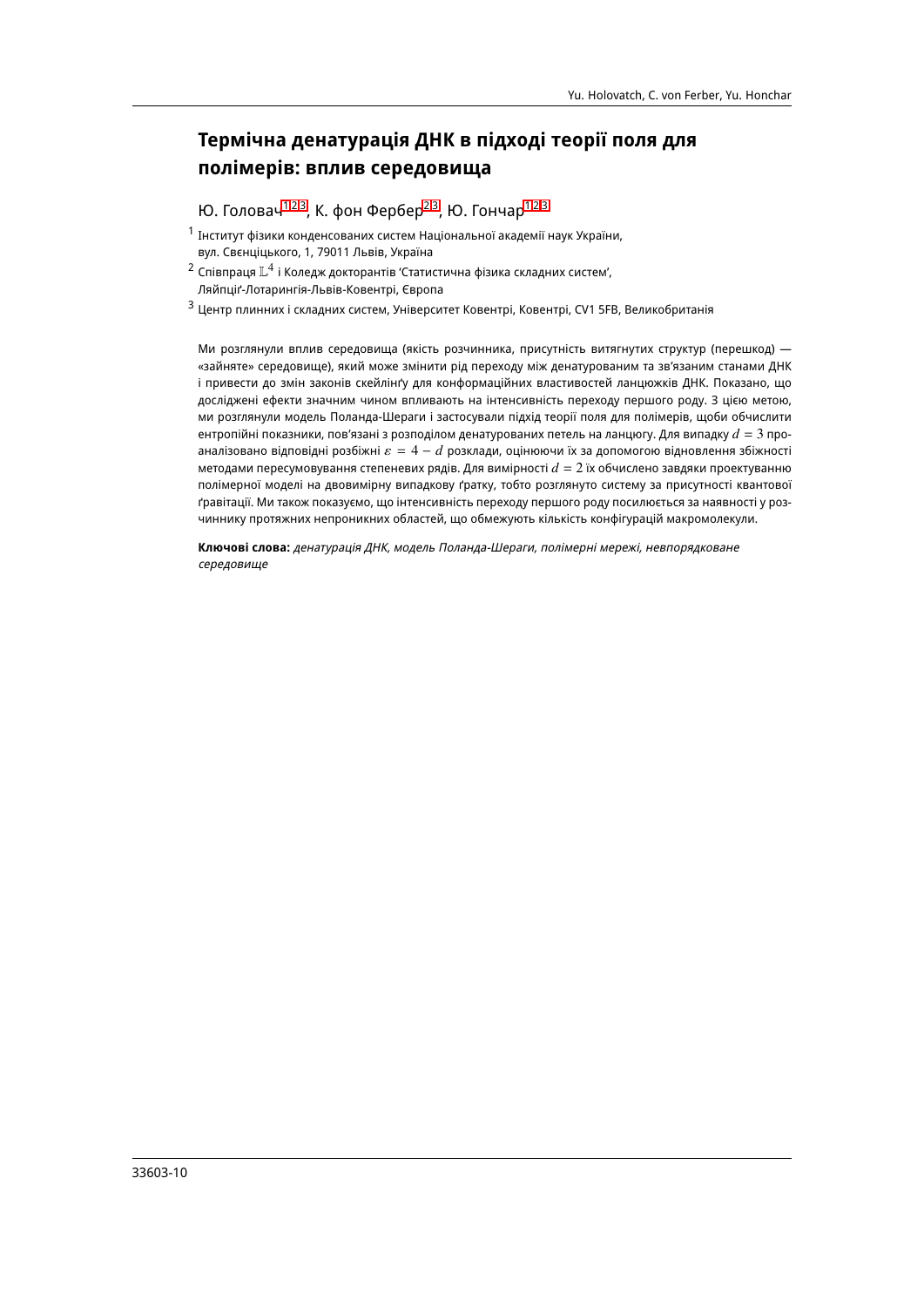# Термічна денатурація ДНК в підході теорії поля для полімерів: вплив середовища

Ю. Головач[1,2,3], К. фон Фербер[2,3], Ю. Гончар[1,2,3]

[1] Інститут фізики конденсованих систем Національної академії наук України, вул. Свєнціцького, 1, 79011 Львів, Україна

[2] Співпраця $\mathbb{L}^4$ і Коледж докторантів 'Статистична фізика складних систем', Ляйпціґ-Лотарингія-Львів-Ковентрі, Європа

[3] Центр плинних і складних систем, Університет Ковентрі, Ковентрі, CV1 5FB, Великобританія

Ми розглянули вплив середовища (якість розчинника, присутність витягнутих структур (перешкод) — «зайняте» середовище), який може змінити рід переходу між денатурованим та зв'язаним станами ДНК і привести до змін законів скейлінґу для конформаційних властивостей ланцюжків ДНК. Показано, що досліджені ефекти значним чином впливають на інтенсивність переходу першого роду. З цією метою, ми розглянули модель Поланда-Шераги і застосували підхід теорії поля для полімерів, щоби обчислити ентропійні показники, пов'язані з розподілом денатурованих петель на ланцюгу. Для випадку $d = 3$ проаналізовано відповідні розбіжні $\varepsilon = 4 - d$ розклади, оцінюючи їх за допомогою відновлення збіжності методами пересумовування степеневих рядів. Для вимірності $d = 2$ їх обчислено завдяки проектуванню полімерної моделі на двовимірну випадкову ґратку, тобто розглянуто систему за присутності квантової ґравітації. Ми також показуємо, що інтенсивність переходу першого роду посилюється за наявності у розчиннику протяжних непроникних областей, що обмежують кількість конфігурацій макромолекули.

**Ключові слова:** *денатурація ДНК, модель Поланда-Шераги, полімерні мережі, невпорядковане середовище*